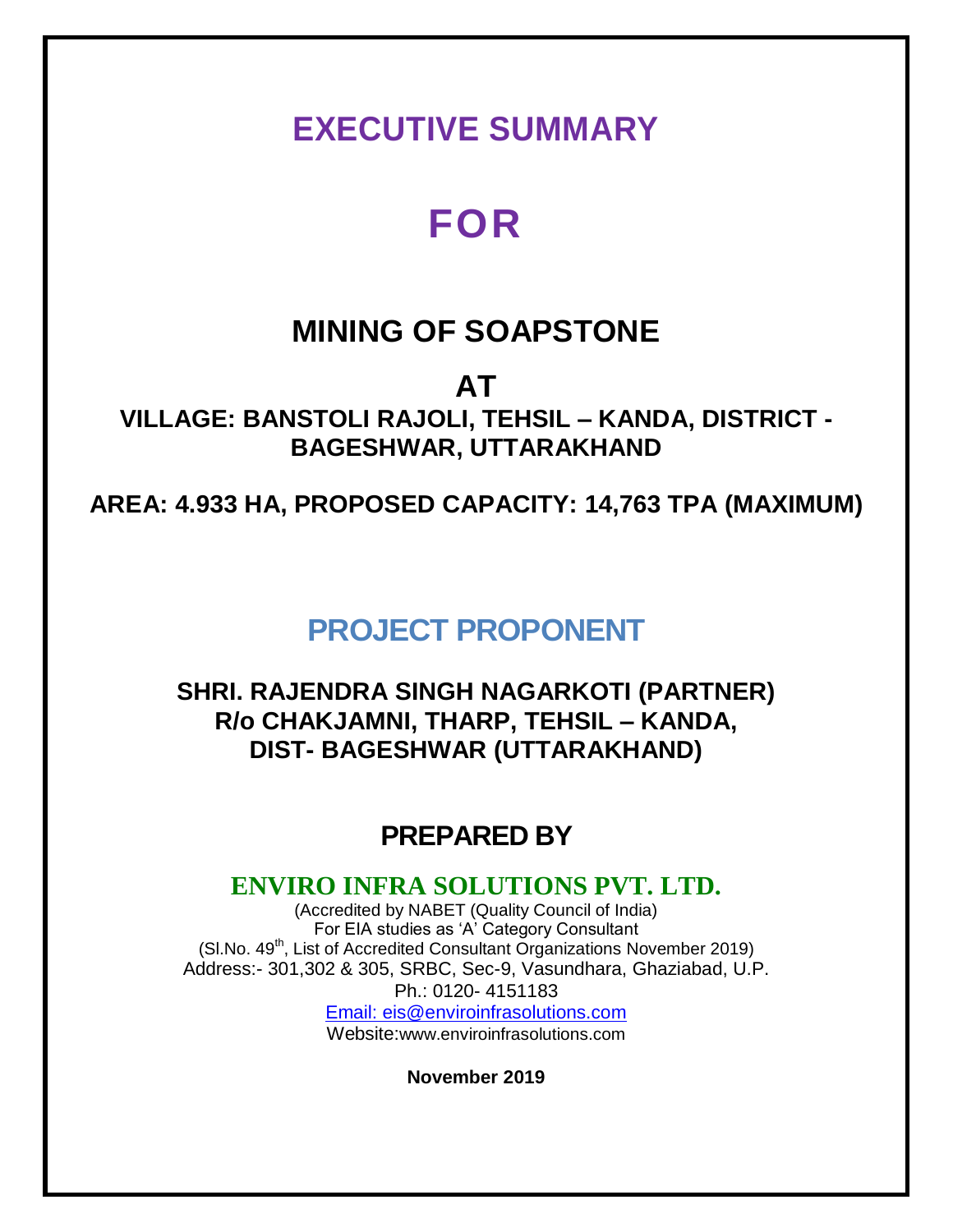# EXECUTIVE SUMMARY

# FOR

## MINING OF SOAPSTONE

## AT

### VILLAGE: BANSTOLI RAJOLI, TEHSIL – KANDA, DISTRICT - BAGESHWAR, UTTARAKHAND

### AREA: 4.933 HA, PROPOSED CAPACITY: 14,763 TPA (MAXIMUM)

## PROJECT PROPONENT

**SHRI. RAJENDRA SINGH NAGARKOTI (PARTNER)**
**R/o CHAKJAMNI, THARP, TEHSIL – KANDA,**
**DIST- BAGESHWAR (UTTARAKHAND)**

## PREPARED BY

**ENVIRO INFRA SOLUTIONS PVT. LTD.**

(Accredited by NABET (Quality Council of India)
For EIA studies as 'A' Category Consultant
(Sl.No. 49th, List of Accredited Consultant Organizations November 2019)
Address:- 301,302 & 305, SRBC, Sec-9, Vasundhara, Ghaziabad, U.P.
Ph.: 0120- 4151183
Email: eis@enviroinfrasolutions.com
Website:www.enviroinfrasolutions.com

**November 2019**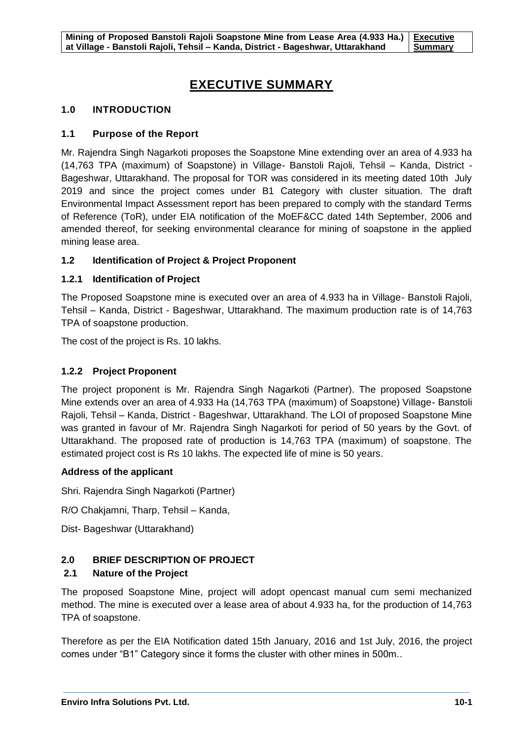# EXECUTIVE SUMMARY

## 1.0 INTRODUCTION

### 1.1 Purpose of the Report

Mr. Rajendra Singh Nagarkoti proposes the Soapstone Mine extending over an area of 4.933 ha (14,763 TPA (maximum) of Soapstone) in Village- Banstoli Rajoli, Tehsil – Kanda, District - Bageshwar, Uttarakhand. The proposal for TOR was considered in its meeting dated 10th July 2019 and since the project comes under B1 Category with cluster situation. The draft Environmental Impact Assessment report has been prepared to comply with the standard Terms of Reference (ToR), under EIA notification of the MoEF&CC dated 14th September, 2006 and amended thereof, for seeking environmental clearance for mining of soapstone in the applied mining lease area.

### 1.2 Identification of Project & Project Proponent

#### 1.2.1 Identification of Project

The Proposed Soapstone mine is executed over an area of 4.933 ha in Village- Banstoli Rajoli, Tehsil – Kanda, District - Bageshwar, Uttarakhand. The maximum production rate is of 14,763 TPA of soapstone production.

The cost of the project is Rs. 10 lakhs.

#### 1.2.2 Project Proponent

The project proponent is Mr. Rajendra Singh Nagarkoti (Partner). The proposed Soapstone Mine extends over an area of 4.933 Ha (14,763 TPA (maximum) of Soapstone) Village- Banstoli Rajoli, Tehsil – Kanda, District - Bageshwar, Uttarakhand. The LOI of proposed Soapstone Mine was granted in favour of Mr. Rajendra Singh Nagarkoti for period of 50 years by the Govt. of Uttarakhand. The proposed rate of production is 14,763 TPA (maximum) of soapstone. The estimated project cost is Rs 10 lakhs. The expected life of mine is 50 years.

**Address of the applicant**

Shri. Rajendra Singh Nagarkoti (Partner)

R/O Chakjamni, Tharp, Tehsil – Kanda,

Dist- Bageshwar (Uttarakhand)

## 2.0 BRIEF DESCRIPTION OF PROJECT

### 2.1 Nature of the Project

The proposed Soapstone Mine, project will adopt opencast manual cum semi mechanized method. The mine is executed over a lease area of about 4.933 ha, for the production of 14,763 TPA of soapstone.

Therefore as per the EIA Notification dated 15th January, 2016 and 1st July, 2016, the project comes under "B1" Category since it forms the cluster with other mines in 500m..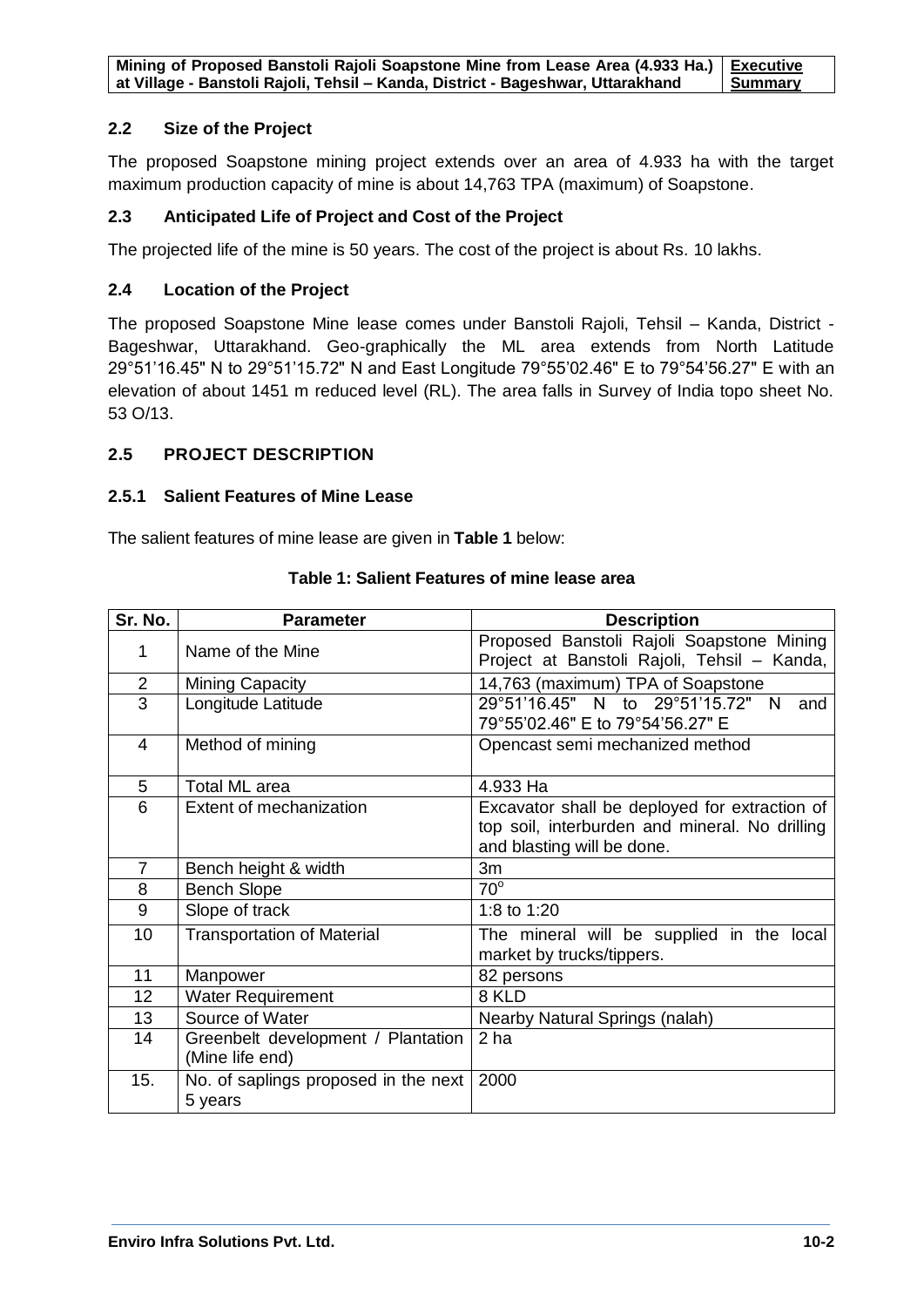## 2.2 Size of the Project

The proposed Soapstone mining project extends over an area of 4.933 ha with the target maximum production capacity of mine is about 14,763 TPA (maximum) of Soapstone.

## 2.3 Anticipated Life of Project and Cost of the Project

The projected life of the mine is 50 years. The cost of the project is about Rs. 10 lakhs.

## 2.4 Location of the Project

The proposed Soapstone Mine lease comes under Banstoli Rajoli, Tehsil – Kanda, District - Bageshwar, Uttarakhand. Geo-graphically the ML area extends from North Latitude 29°51'16.45" N to 29°51'15.72" N and East Longitude 79°55'02.46" E to 79°54'56.27" E with an elevation of about 1451 m reduced level (RL). The area falls in Survey of India topo sheet No. 53 O/13.

## 2.5 PROJECT DESCRIPTION

### 2.5.1 Salient Features of Mine Lease

The salient features of mine lease are given in **Table 1** below:

**Table 1: Salient Features of mine lease area**

| Sr. No. | Parameter | Description |
|---|---|---|
| 1 | Name of the Mine | Proposed Banstoli Rajoli Soapstone Mining Project at Banstoli Rajoli, Tehsil – Kanda, |
| 2 | Mining Capacity | 14,763 (maximum) TPA of Soapstone |
| 3 | Longitude Latitude | 29°51'16.45" N to 29°51'15.72" N and 79°55'02.46" E to 79°54'56.27" E |
| 4 | Method of mining | Opencast semi mechanized method |
| 5 | Total ML area | 4.933 Ha |
| 6 | Extent of mechanization | Excavator shall be deployed for extraction of top soil, interburden and mineral. No drilling and blasting will be done. |
| 7 | Bench height & width | 3m |
| 8 | Bench Slope | $70^{o}$ |
| 9 | Slope of track | 1:8 to 1:20 |
| 10 | Transportation of Material | The mineral will be supplied in the local market by trucks/tippers. |
| 11 | Manpower | 82 persons |
| 12 | Water Requirement | 8 KLD |
| 13 | Source of Water | Nearby Natural Springs (nalah) |
| 14 | Greenbelt development / Plantation (Mine life end) | 2 ha |
| 15. | No. of saplings proposed in the next 5 years | 2000 |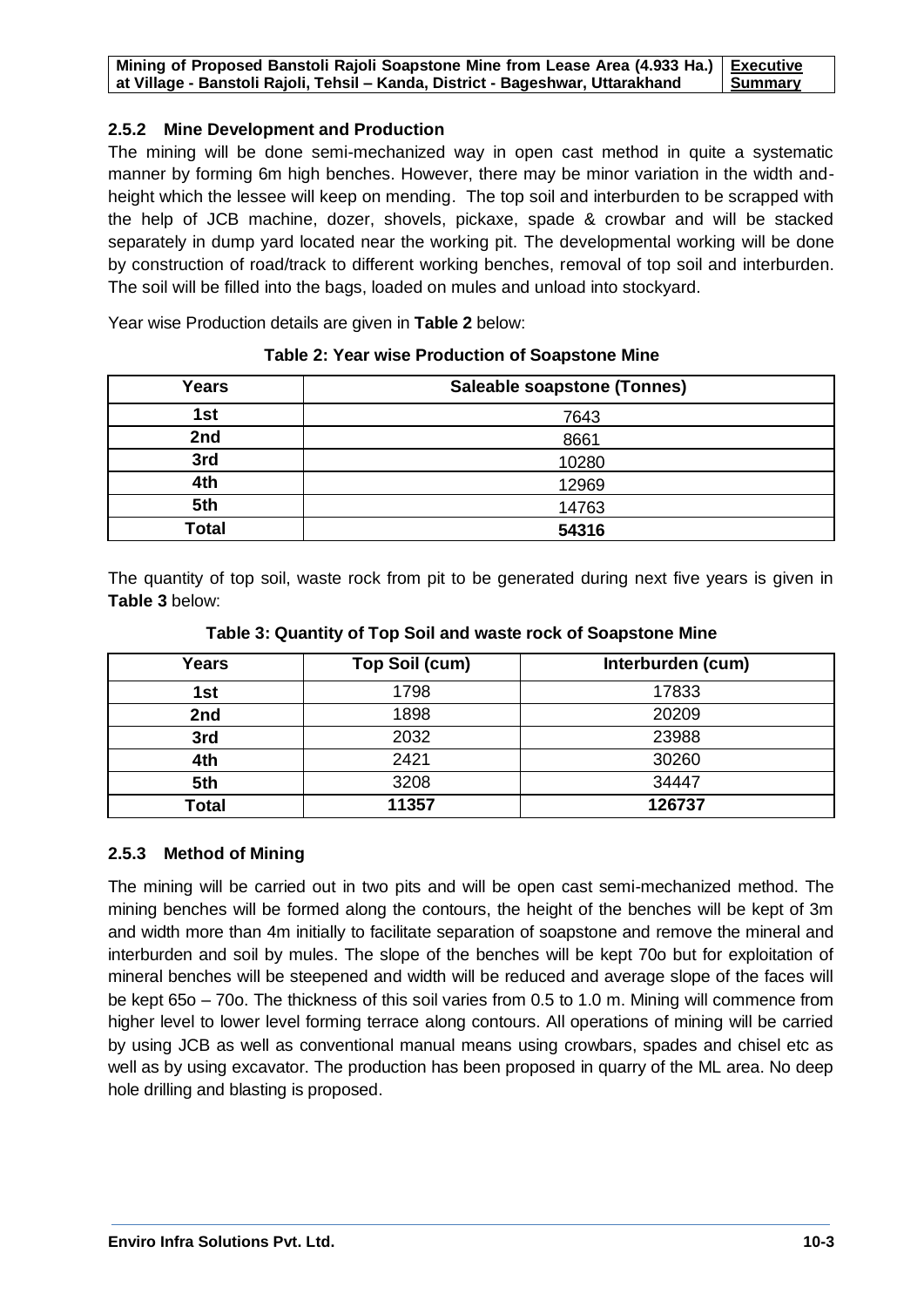### 2.5.2 Mine Development and Production

The mining will be done semi-mechanized way in open cast method in quite a systematic manner by forming 6m high benches. However, there may be minor variation in the width and-height which the lessee will keep on mending. The top soil and interburden to be scrapped with the help of JCB machine, dozer, shovels, pickaxe, spade & crowbar and will be stacked separately in dump yard located near the working pit. The developmental working will be done by construction of road/track to different working benches, removal of top soil and interburden. The soil will be filled into the bags, loaded on mules and unload into stockyard.

Year wise Production details are given in **Table 2** below:

**Table 2: Year wise Production of Soapstone Mine**

| Years | Saleable soapstone (Tonnes) |
|---|---|
| 1st | 7643 |
| 2nd | 8661 |
| 3rd | 10280 |
| 4th | 12969 |
| 5th | 14763 |
| **Total** | **54316** |

The quantity of top soil, waste rock from pit to be generated during next five years is given in **Table 3** below:

**Table 3: Quantity of Top Soil and waste rock of Soapstone Mine**

| Years | Top Soil (cum) | Interburden (cum) |
|---|---|---|
| 1st | 1798 | 17833 |
| 2nd | 1898 | 20209 |
| 3rd | 2032 | 23988 |
| 4th | 2421 | 30260 |
| 5th | 3208 | 34447 |
| **Total** | **11357** | **126737** |

### 2.5.3 Method of Mining

The mining will be carried out in two pits and will be open cast semi-mechanized method. The mining benches will be formed along the contours, the height of the benches will be kept of 3m and width more than 4m initially to facilitate separation of soapstone and remove the mineral and interburden and soil by mules. The slope of the benches will be kept 70o but for exploitation of mineral benches will be steepened and width will be reduced and average slope of the faces will be kept 65o – 70o. The thickness of this soil varies from 0.5 to 1.0 m. Mining will commence from higher level to lower level forming terrace along contours. All operations of mining will be carried by using JCB as well as conventional manual means using crowbars, spades and chisel etc as well as by using excavator. The production has been proposed in quarry of the ML area. No deep hole drilling and blasting is proposed.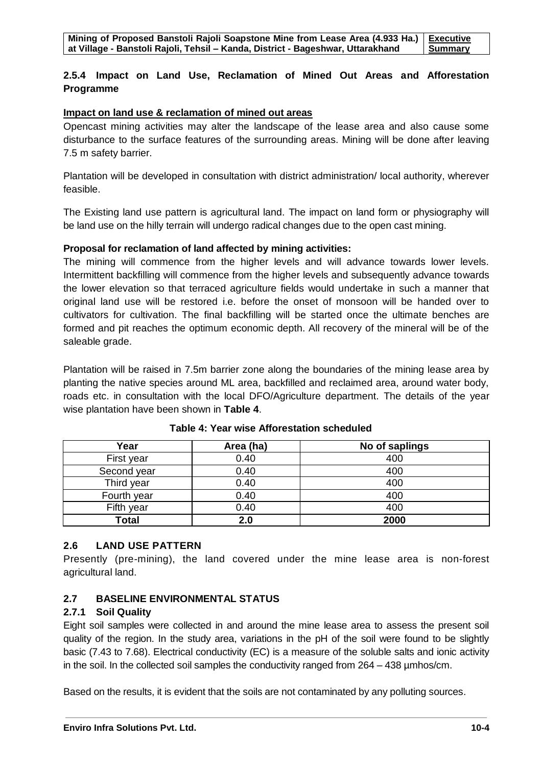### 2.5.4 Impact on Land Use, Reclamation of Mined Out Areas and Afforestation Programme

**Impact on land use & reclamation of mined out areas**

Opencast mining activities may alter the landscape of the lease area and also cause some disturbance to the surface features of the surrounding areas. Mining will be done after leaving 7.5 m safety barrier.

Plantation will be developed in consultation with district administration/ local authority, wherever feasible.

The Existing land use pattern is agricultural land. The impact on land form or physiography will be land use on the hilly terrain will undergo radical changes due to the open cast mining.

**Proposal for reclamation of land affected by mining activities:**

The mining will commence from the higher levels and will advance towards lower levels. Intermittent backfilling will commence from the higher levels and subsequently advance towards the lower elevation so that terraced agriculture fields would undertake in such a manner that original land use will be restored i.e. before the onset of monsoon will be handed over to cultivators for cultivation. The final backfilling will be started once the ultimate benches are formed and pit reaches the optimum economic depth. All recovery of the mineral will be of the saleable grade.

Plantation will be raised in 7.5m barrier zone along the boundaries of the mining lease area by planting the native species around ML area, backfilled and reclaimed area, around water body, roads etc. in consultation with the local DFO/Agriculture department. The details of the year wise plantation have been shown in **Table 4**.

**Table 4: Year wise Afforestation scheduled**

| Year | Area (ha) | No of saplings |
|---|---|---|
| First year | 0.40 | 400 |
| Second year | 0.40 | 400 |
| Third year | 0.40 | 400 |
| Fourth year | 0.40 | 400 |
| Fifth year | 0.40 | 400 |
| **Total** | **2.0** | **2000** |

## 2.6 LAND USE PATTERN

Presently (pre-mining), the land covered under the mine lease area is non-forest agricultural land.

## 2.7 BASELINE ENVIRONMENTAL STATUS

### 2.7.1 Soil Quality

Eight soil samples were collected in and around the mine lease area to assess the present soil quality of the region. In the study area, variations in the pH of the soil were found to be slightly basic (7.43 to 7.68). Electrical conductivity (EC) is a measure of the soluble salts and ionic activity in the soil. In the collected soil samples the conductivity ranged from 264 – 438 µmhos/cm.

Based on the results, it is evident that the soils are not contaminated by any polluting sources.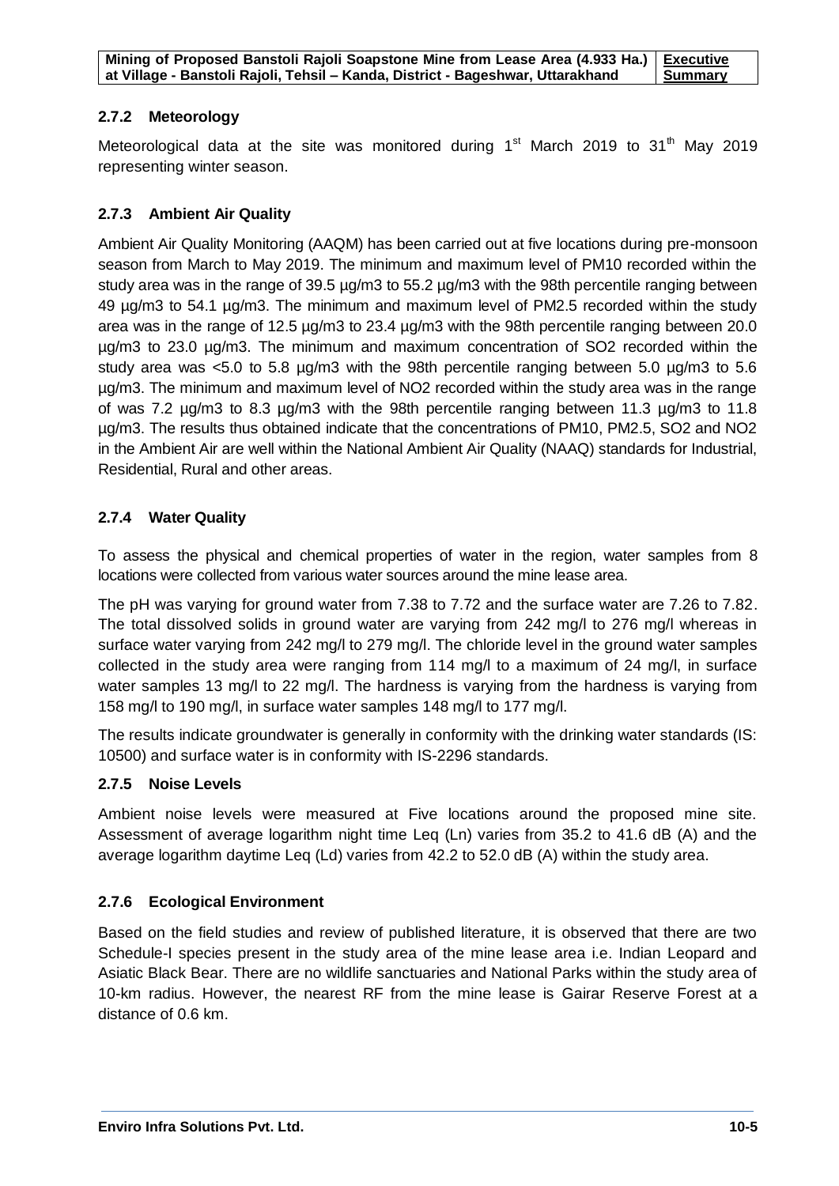### 2.7.2 Meteorology

Meteorological data at the site was monitored during 1st March 2019 to 31th May 2019 representing winter season.

### 2.7.3 Ambient Air Quality

Ambient Air Quality Monitoring (AAQM) has been carried out at five locations during pre-monsoon season from March to May 2019. The minimum and maximum level of PM10 recorded within the study area was in the range of 39.5 µg/m3 to 55.2 µg/m3 with the 98th percentile ranging between 49 µg/m3 to 54.1 µg/m3. The minimum and maximum level of PM2.5 recorded within the study area was in the range of 12.5 µg/m3 to 23.4 µg/m3 with the 98th percentile ranging between 20.0 µg/m3 to 23.0 µg/m3. The minimum and maximum concentration of SO2 recorded within the study area was <5.0 to 5.8 µg/m3 with the 98th percentile ranging between 5.0 µg/m3 to 5.6 µg/m3. The minimum and maximum level of NO2 recorded within the study area was in the range of was 7.2 µg/m3 to 8.3 µg/m3 with the 98th percentile ranging between 11.3 µg/m3 to 11.8 µg/m3. The results thus obtained indicate that the concentrations of PM10, PM2.5, SO2 and NO2 in the Ambient Air are well within the National Ambient Air Quality (NAAQ) standards for Industrial, Residential, Rural and other areas.

### 2.7.4 Water Quality

To assess the physical and chemical properties of water in the region, water samples from 8 locations were collected from various water sources around the mine lease area.

The pH was varying for ground water from 7.38 to 7.72 and the surface water are 7.26 to 7.82. The total dissolved solids in ground water are varying from 242 mg/l to 276 mg/l whereas in surface water varying from 242 mg/l to 279 mg/l. The chloride level in the ground water samples collected in the study area were ranging from 114 mg/l to a maximum of 24 mg/l, in surface water samples 13 mg/l to 22 mg/l. The hardness is varying from the hardness is varying from 158 mg/l to 190 mg/l, in surface water samples 148 mg/l to 177 mg/l.

The results indicate groundwater is generally in conformity with the drinking water standards (IS: 10500) and surface water is in conformity with IS-2296 standards.

### 2.7.5 Noise Levels

Ambient noise levels were measured at Five locations around the proposed mine site. Assessment of average logarithm night time Leq (Ln) varies from 35.2 to 41.6 dB (A) and the average logarithm daytime Leq (Ld) varies from 42.2 to 52.0 dB (A) within the study area.

### 2.7.6 Ecological Environment

Based on the field studies and review of published literature, it is observed that there are two Schedule-I species present in the study area of the mine lease area i.e. Indian Leopard and Asiatic Black Bear. There are no wildlife sanctuaries and National Parks within the study area of 10-km radius. However, the nearest RF from the mine lease is Gairar Reserve Forest at a distance of 0.6 km.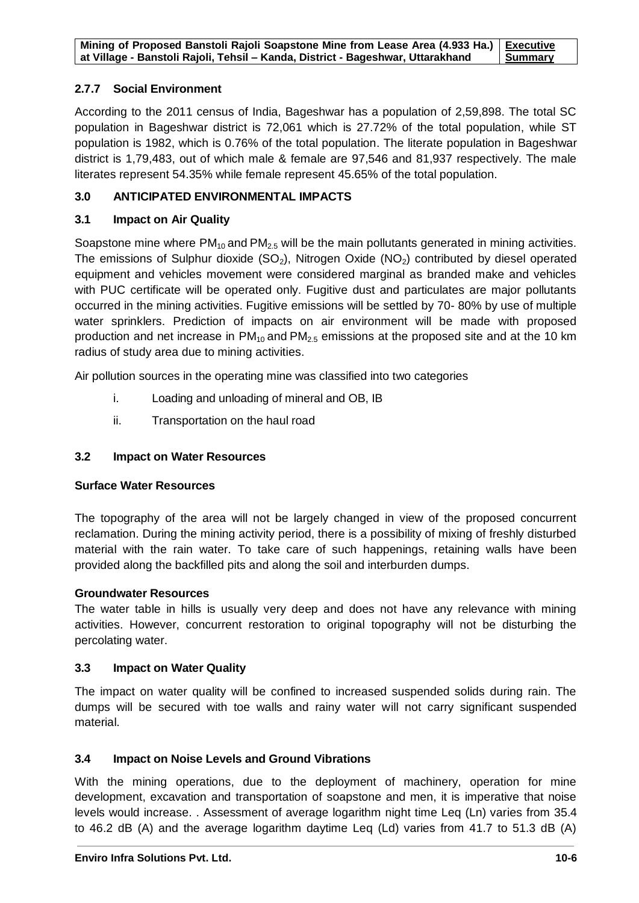### 2.7.7 Social Environment

According to the 2011 census of India, Bageshwar has a population of 2,59,898. The total SC population in Bageshwar district is 72,061 which is 27.72% of the total population, while ST population is 1982, which is 0.76% of the total population. The literate population in Bageshwar district is 1,79,483, out of which male & female are 97,546 and 81,937 respectively. The male literates represent 54.35% while female represent 45.65% of the total population.

## 3.0 ANTICIPATED ENVIRONMENTAL IMPACTS

### 3.1 Impact on Air Quality

Soapstone mine where $PM_{10}$ and $PM_{2.5}$ will be the main pollutants generated in mining activities. The emissions of Sulphur dioxide ($SO_2$), Nitrogen Oxide ($NO_2$) contributed by diesel operated equipment and vehicles movement were considered marginal as branded make and vehicles with PUC certificate will be operated only. Fugitive dust and particulates are major pollutants occurred in the mining activities. Fugitive emissions will be settled by 70- 80% by use of multiple water sprinklers. Prediction of impacts on air environment will be made with proposed production and net increase in $PM_{10}$ and $PM_{2.5}$ emissions at the proposed site and at the 10 km radius of study area due to mining activities.

Air pollution sources in the operating mine was classified into two categories

i. Loading and unloading of mineral and OB, IB

ii. Transportation on the haul road

### 3.2 Impact on Water Resources

**Surface Water Resources**

The topography of the area will not be largely changed in view of the proposed concurrent reclamation. During the mining activity period, there is a possibility of mixing of freshly disturbed material with the rain water. To take care of such happenings, retaining walls have been provided along the backfilled pits and along the soil and interburden dumps.

**Groundwater Resources**

The water table in hills is usually very deep and does not have any relevance with mining activities. However, concurrent restoration to original topography will not be disturbing the percolating water.

### 3.3 Impact on Water Quality

The impact on water quality will be confined to increased suspended solids during rain. The dumps will be secured with toe walls and rainy water will not carry significant suspended material.

### 3.4 Impact on Noise Levels and Ground Vibrations

With the mining operations, due to the deployment of machinery, operation for mine development, excavation and transportation of soapstone and men, it is imperative that noise levels would increase. . Assessment of average logarithm night time Leq (Ln) varies from 35.4 to 46.2 dB (A) and the average logarithm daytime Leq (Ld) varies from 41.7 to 51.3 dB (A)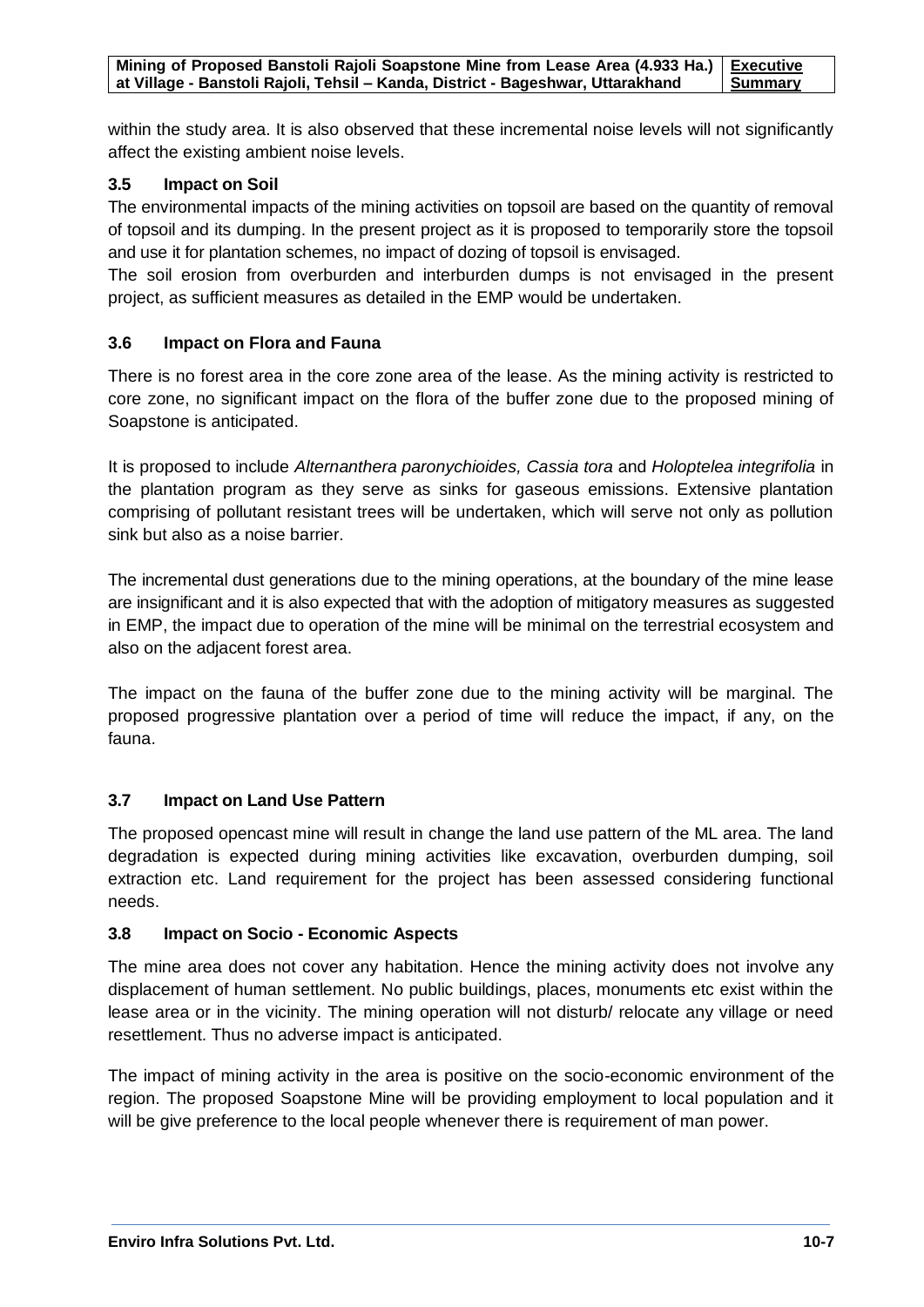within the study area. It is also observed that these incremental noise levels will not significantly affect the existing ambient noise levels.

### 3.5 Impact on Soil

The environmental impacts of the mining activities on topsoil are based on the quantity of removal of topsoil and its dumping. In the present project as it is proposed to temporarily store the topsoil and use it for plantation schemes, no impact of dozing of topsoil is envisaged.

The soil erosion from overburden and interburden dumps is not envisaged in the present project, as sufficient measures as detailed in the EMP would be undertaken.

### 3.6 Impact on Flora and Fauna

There is no forest area in the core zone area of the lease. As the mining activity is restricted to core zone, no significant impact on the flora of the buffer zone due to the proposed mining of Soapstone is anticipated.

It is proposed to include *Alternanthera paronychioides, Cassia tora* and *Holoptelea integrifolia* in the plantation program as they serve as sinks for gaseous emissions. Extensive plantation comprising of pollutant resistant trees will be undertaken, which will serve not only as pollution sink but also as a noise barrier.

The incremental dust generations due to the mining operations, at the boundary of the mine lease are insignificant and it is also expected that with the adoption of mitigatory measures as suggested in EMP, the impact due to operation of the mine will be minimal on the terrestrial ecosystem and also on the adjacent forest area.

The impact on the fauna of the buffer zone due to the mining activity will be marginal. The proposed progressive plantation over a period of time will reduce the impact, if any, on the fauna.

### 3.7 Impact on Land Use Pattern

The proposed opencast mine will result in change the land use pattern of the ML area. The land degradation is expected during mining activities like excavation, overburden dumping, soil extraction etc. Land requirement for the project has been assessed considering functional needs.

### 3.8 Impact on Socio - Economic Aspects

The mine area does not cover any habitation. Hence the mining activity does not involve any displacement of human settlement. No public buildings, places, monuments etc exist within the lease area or in the vicinity. The mining operation will not disturb/ relocate any village or need resettlement. Thus no adverse impact is anticipated.

The impact of mining activity in the area is positive on the socio-economic environment of the region. The proposed Soapstone Mine will be providing employment to local population and it will be give preference to the local people whenever there is requirement of man power.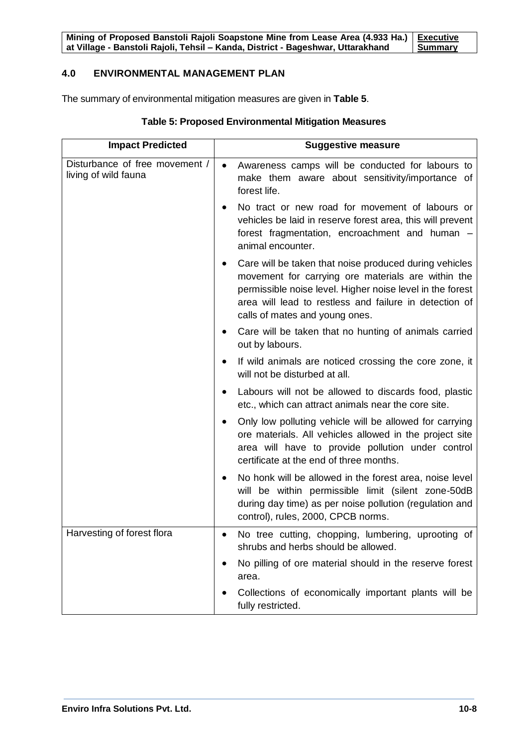## 4.0 ENVIRONMENTAL MANAGEMENT PLAN

The summary of environmental mitigation measures are given in **Table 5**.

**Table 5: Proposed Environmental Mitigation Measures**

| Impact Predicted | Suggestive measure |
|---|---|
| Disturbance of free movement / living of wild fauna | • Awareness camps will be conducted for labours to make them aware about sensitivity/importance of forest life.<br>• No tract or new road for movement of labours or vehicles be laid in reserve forest area, this will prevent forest fragmentation, encroachment and human – animal encounter.<br>• Care will be taken that noise produced during vehicles movement for carrying ore materials are within the permissible noise level. Higher noise level in the forest area will lead to restless and failure in detection of calls of mates and young ones.<br>• Care will be taken that no hunting of animals carried out by labours.<br>• If wild animals are noticed crossing the core zone, it will not be disturbed at all.<br>• Labours will not be allowed to discards food, plastic etc., which can attract animals near the core site.<br>• Only low polluting vehicle will be allowed for carrying ore materials. All vehicles allowed in the project site area will have to provide pollution under control certificate at the end of three months.<br>• No honk will be allowed in the forest area, noise level will be within permissible limit (silent zone-50dB during day time) as per noise pollution (regulation and control), rules, 2000, CPCB norms. |
| Harvesting of forest flora | • No tree cutting, chopping, lumbering, uprooting of shrubs and herbs should be allowed.<br>• No pilling of ore material should in the reserve forest area.<br>• Collections of economically important plants will be fully restricted. |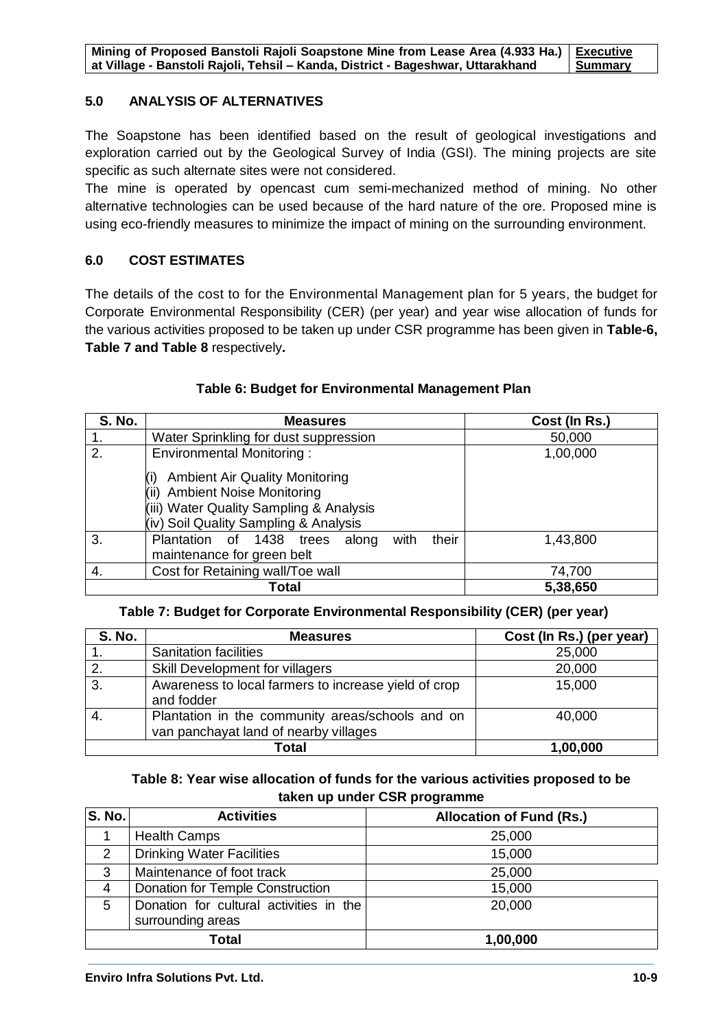## 5.0 ANALYSIS OF ALTERNATIVES

The Soapstone has been identified based on the result of geological investigations and exploration carried out by the Geological Survey of India (GSI). The mining projects are site specific as such alternate sites were not considered.

The mine is operated by opencast cum semi-mechanized method of mining. No other alternative technologies can be used because of the hard nature of the ore. Proposed mine is using eco-friendly measures to minimize the impact of mining on the surrounding environment.

## 6.0 COST ESTIMATES

The details of the cost to for the Environmental Management plan for 5 years, the budget for Corporate Environmental Responsibility (CER) (per year) and year wise allocation of funds for the various activities proposed to be taken up under CSR programme has been given in **Table-6, Table 7 and Table 8** respectively**.**

**Table 6: Budget for Environmental Management Plan**

| S. No. | Measures | Cost (In Rs.) |
|---|---|---|
| 1. | Water Sprinkling for dust suppression | 50,000 |
| 2. | Environmental Monitoring :<br>(i) Ambient Air Quality Monitoring<br>(ii) Ambient Noise Monitoring<br>(iii) Water Quality Sampling & Analysis<br>(iv) Soil Quality Sampling & Analysis | 1,00,000 |
| 3. | Plantation of 1438 trees along with their maintenance for green belt | 1,43,800 |
| 4. | Cost for Retaining wall/Toe wall | 74,700 |
| **Total** | | **5,38,650** |

**Table 7: Budget for Corporate Environmental Responsibility (CER) (per year)**

| S. No. | Measures | Cost (In Rs.) (per year) |
|---|---|---|
| 1. | Sanitation facilities | 25,000 |
| 2. | Skill Development for villagers | 20,000 |
| 3. | Awareness to local farmers to increase yield of crop and fodder | 15,000 |
| 4. | Plantation in the community areas/schools and on van panchayat land of nearby villages | 40,000 |
| **Total** | | **1,00,000** |

**Table 8: Year wise allocation of funds for the various activities proposed to be taken up under CSR programme**

| S. No. | Activities | Allocation of Fund (Rs.) |
|---|---|---|
| 1 | Health Camps | 25,000 |
| 2 | Drinking Water Facilities | 15,000 |
| 3 | Maintenance of foot track | 25,000 |
| 4 | Donation for Temple Construction | 15,000 |
| 5 | Donation for cultural activities in the surrounding areas | 20,000 |
| **Total** | | **1,00,000** |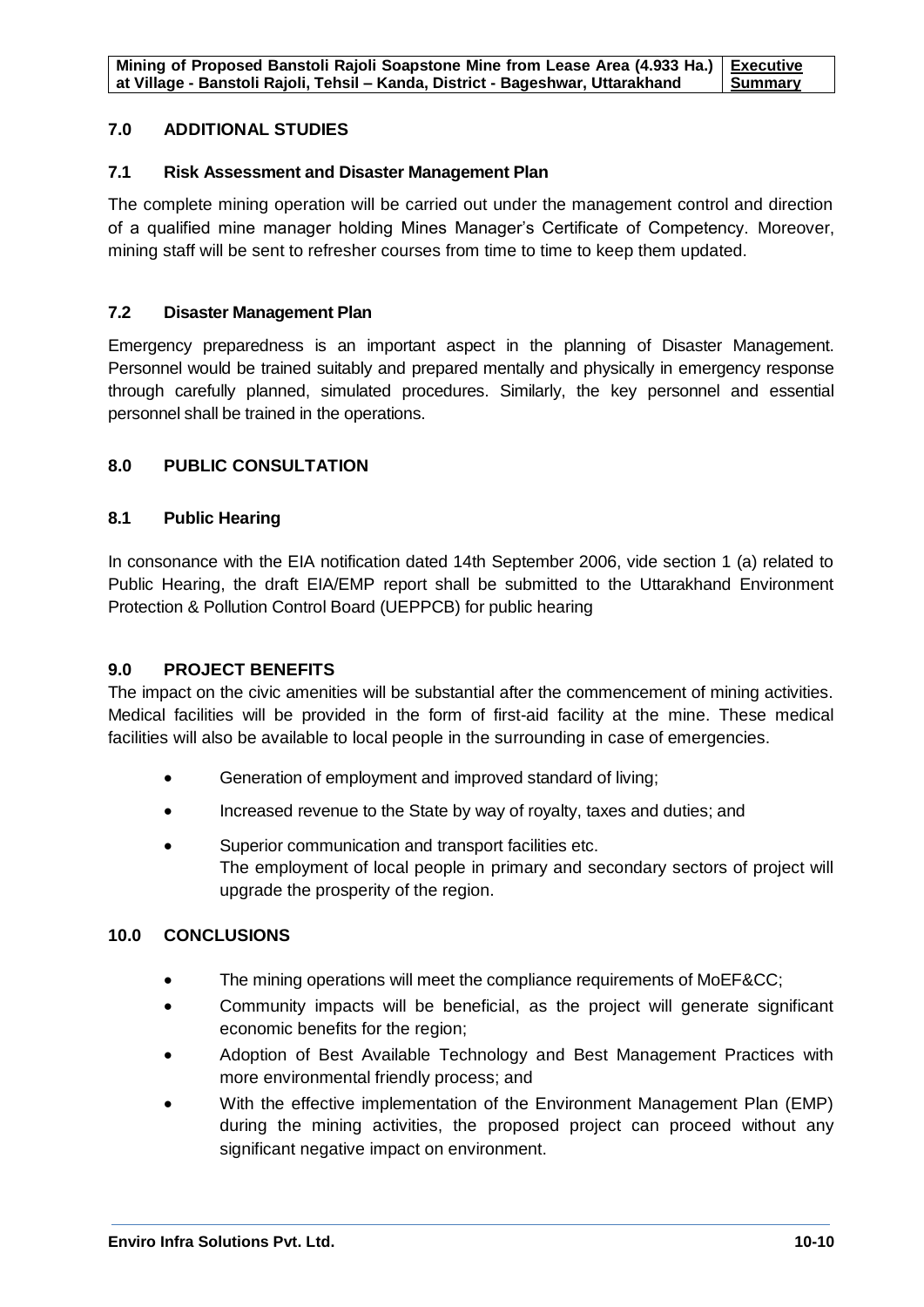## 7.0 ADDITIONAL STUDIES

### 7.1 Risk Assessment and Disaster Management Plan

The complete mining operation will be carried out under the management control and direction of a qualified mine manager holding Mines Manager's Certificate of Competency. Moreover, mining staff will be sent to refresher courses from time to time to keep them updated.

### 7.2 Disaster Management Plan

Emergency preparedness is an important aspect in the planning of Disaster Management. Personnel would be trained suitably and prepared mentally and physically in emergency response through carefully planned, simulated procedures. Similarly, the key personnel and essential personnel shall be trained in the operations.

## 8.0 PUBLIC CONSULTATION

### 8.1 Public Hearing

In consonance with the EIA notification dated 14th September 2006, vide section 1 (a) related to Public Hearing, the draft EIA/EMP report shall be submitted to the Uttarakhand Environment Protection & Pollution Control Board (UEPPCB) for public hearing

## 9.0 PROJECT BENEFITS

The impact on the civic amenities will be substantial after the commencement of mining activities. Medical facilities will be provided in the form of first-aid facility at the mine. These medical facilities will also be available to local people in the surrounding in case of emergencies.

- Generation of employment and improved standard of living;
- Increased revenue to the State by way of royalty, taxes and duties; and
- Superior communication and transport facilities etc.
  The employment of local people in primary and secondary sectors of project will upgrade the prosperity of the region.

## 10.0 CONCLUSIONS

- The mining operations will meet the compliance requirements of MoEF&CC;
- Community impacts will be beneficial, as the project will generate significant economic benefits for the region;
- Adoption of Best Available Technology and Best Management Practices with more environmental friendly process; and
- With the effective implementation of the Environment Management Plan (EMP) during the mining activities, the proposed project can proceed without any significant negative impact on environment.